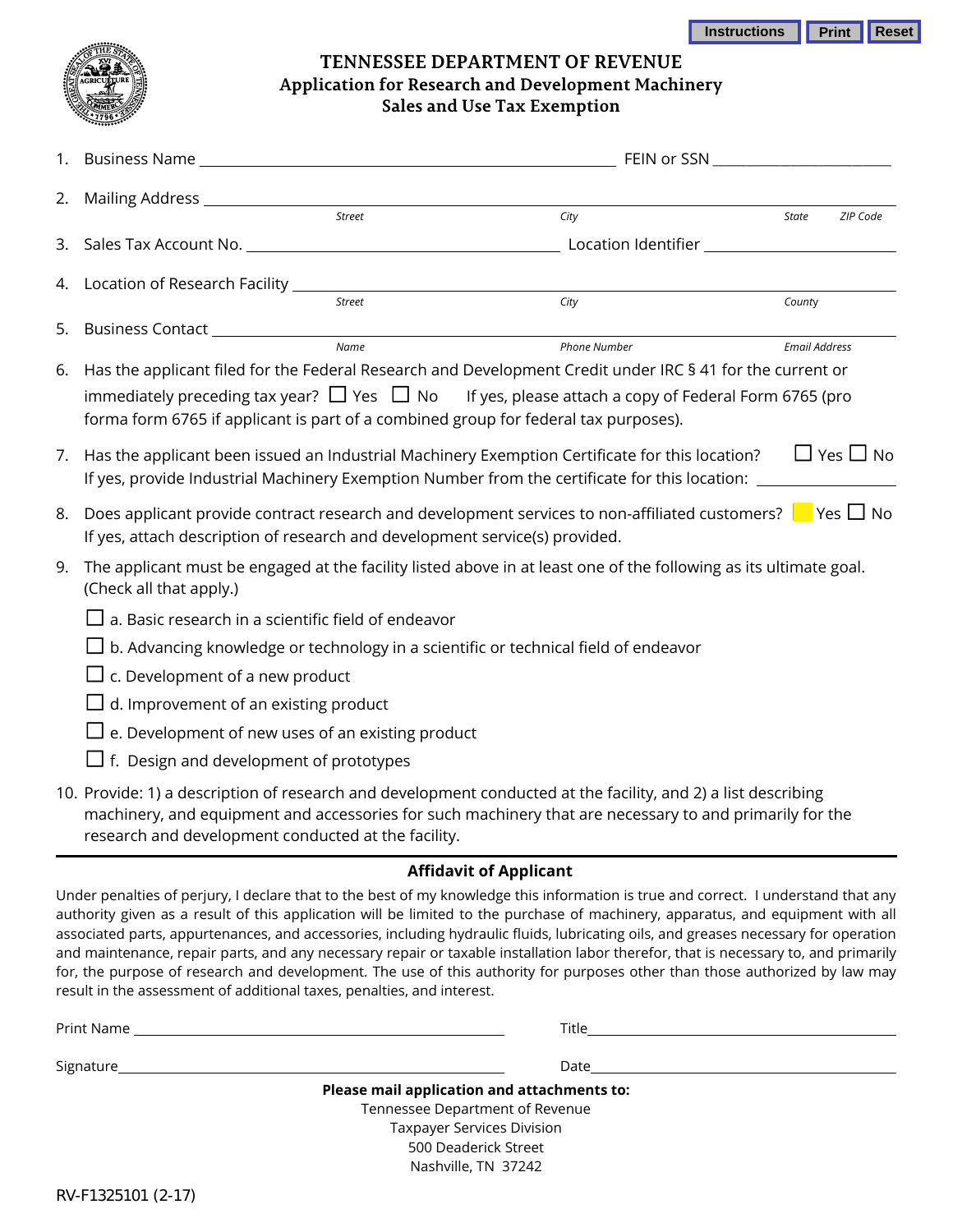# TENNESSEE DEPARTMENT OF REVENUE
## Application for Research and Development Machinery Sales and Use Tax Exemption

1. Business Name ______________________________ FEIN or SSN ______________

2. Mailing Address ______________________________
   Street City State ZIP Code

3. Sales Tax Account No. ______________________________ Location Identifier ______________

4. Location of Research Facility ______________________________
   Street City County

5. Business Contact ______________________________
   Name Phone Number Email Address

6. Has the applicant filed for the Federal Research and Development Credit under IRC § 41 for the current or immediately preceding tax year? ☐ Yes ☐ No If yes, please attach a copy of Federal Form 6765 (pro forma form 6765 if applicant is part of a combined group for federal tax purposes).

7. Has the applicant been issued an Industrial Machinery Exemption Certificate for this location? ☐ Yes ☐ No
   If yes, provide Industrial Machinery Exemption Number from the certificate for this location: ______________

8. Does applicant provide contract research and development services to non-affiliated customers? ☐ Yes ☐ No
   If yes, attach description of research and development service(s) provided.

9. The applicant must be engaged at the facility listed above in at least one of the following as its ultimate goal. (Check all that apply.)
   - ☐ a. Basic research in a scientific field of endeavor
   - ☐ b. Advancing knowledge or technology in a scientific or technical field of endeavor
   - ☐ c. Development of a new product
   - ☐ d. Improvement of an existing product
   - ☐ e. Development of new uses of an existing product
   - ☐ f. Design and development of prototypes

10. Provide: 1) a description of research and development conducted at the facility, and 2) a list describing machinery, and equipment and accessories for such machinery that are necessary to and primarily for the research and development conducted at the facility.

### Affidavit of Applicant

Under penalties of perjury, I declare that to the best of my knowledge this information is true and correct. I understand that any authority given as a result of this application will be limited to the purchase of machinery, apparatus, and equipment with all associated parts, appurtenances, and accessories, including hydraulic fluids, lubricating oils, and greases necessary for operation and maintenance, repair parts, and any necessary repair or taxable installation labor therefor, that is necessary to, and primarily for, the purpose of research and development. The use of this authority for purposes other than those authorized by law may result in the assessment of additional taxes, penalties, and interest.

Print Name ______________________________ Title ______________________________

Signature ______________________________ Date ______________________________

**Please mail application and attachments to:**
Tennessee Department of Revenue
Taxpayer Services Division
500 Deaderick Street
Nashville, TN 37242

RV-F1325101 (2-17)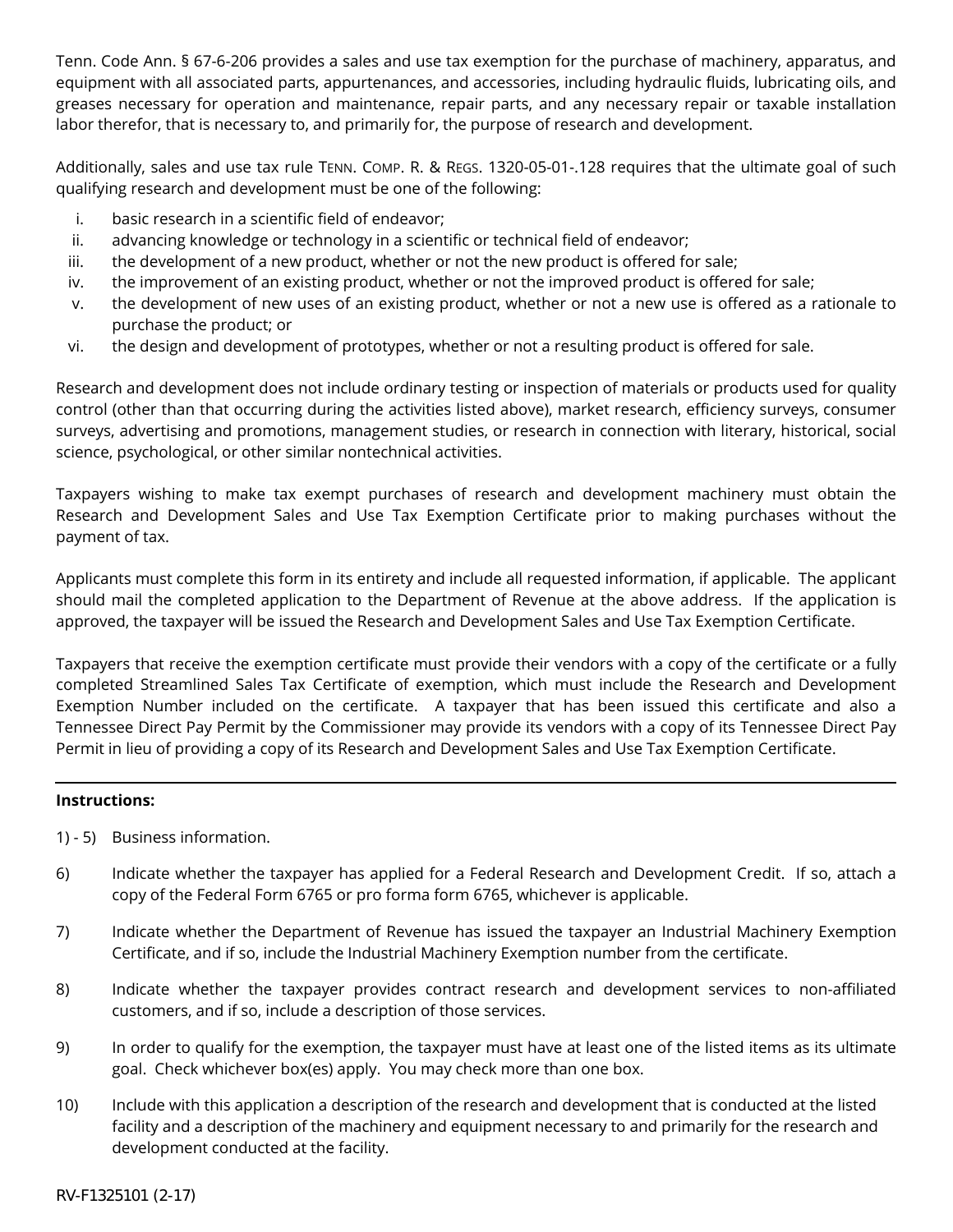Tenn. Code Ann. § 67-6-206 provides a sales and use tax exemption for the purchase of machinery, apparatus, and equipment with all associated parts, appurtenances, and accessories, including hydraulic fluids, lubricating oils, and greases necessary for operation and maintenance, repair parts, and any necessary repair or taxable installation labor therefor, that is necessary to, and primarily for, the purpose of research and development.

Additionally, sales and use tax rule TENN. COMP. R. & REGS. 1320-05-01-.128 requires that the ultimate goal of such qualifying research and development must be one of the following:

i. basic research in a scientific field of endeavor;
ii. advancing knowledge or technology in a scientific or technical field of endeavor;
iii. the development of a new product, whether or not the new product is offered for sale;
iv. the improvement of an existing product, whether or not the improved product is offered for sale;
v. the development of new uses of an existing product, whether or not a new use is offered as a rationale to purchase the product; or
vi. the design and development of prototypes, whether or not a resulting product is offered for sale.

Research and development does not include ordinary testing or inspection of materials or products used for quality control (other than that occurring during the activities listed above), market research, efficiency surveys, consumer surveys, advertising and promotions, management studies, or research in connection with literary, historical, social science, psychological, or other similar nontechnical activities.

Taxpayers wishing to make tax exempt purchases of research and development machinery must obtain the Research and Development Sales and Use Tax Exemption Certificate prior to making purchases without the payment of tax.

Applicants must complete this form in its entirety and include all requested information, if applicable. The applicant should mail the completed application to the Department of Revenue at the above address. If the application is approved, the taxpayer will be issued the Research and Development Sales and Use Tax Exemption Certificate.

Taxpayers that receive the exemption certificate must provide their vendors with a copy of the certificate or a fully completed Streamlined Sales Tax Certificate of exemption, which must include the Research and Development Exemption Number included on the certificate. A taxpayer that has been issued this certificate and also a Tennessee Direct Pay Permit by the Commissioner may provide its vendors with a copy of its Tennessee Direct Pay Permit in lieu of providing a copy of its Research and Development Sales and Use Tax Exemption Certificate.

---

**Instructions:**

1) - 5) Business information.

6) Indicate whether the taxpayer has applied for a Federal Research and Development Credit. If so, attach a copy of the Federal Form 6765 or pro forma form 6765, whichever is applicable.

7) Indicate whether the Department of Revenue has issued the taxpayer an Industrial Machinery Exemption Certificate, and if so, include the Industrial Machinery Exemption number from the certificate.

8) Indicate whether the taxpayer provides contract research and development services to non-affiliated customers, and if so, include a description of those services.

9) In order to qualify for the exemption, the taxpayer must have at least one of the listed items as its ultimate goal. Check whichever box(es) apply. You may check more than one box.

10) Include with this application a description of the research and development that is conducted at the listed facility and a description of the machinery and equipment necessary to and primarily for the research and development conducted at the facility.

RV-F1325101 (2-17)